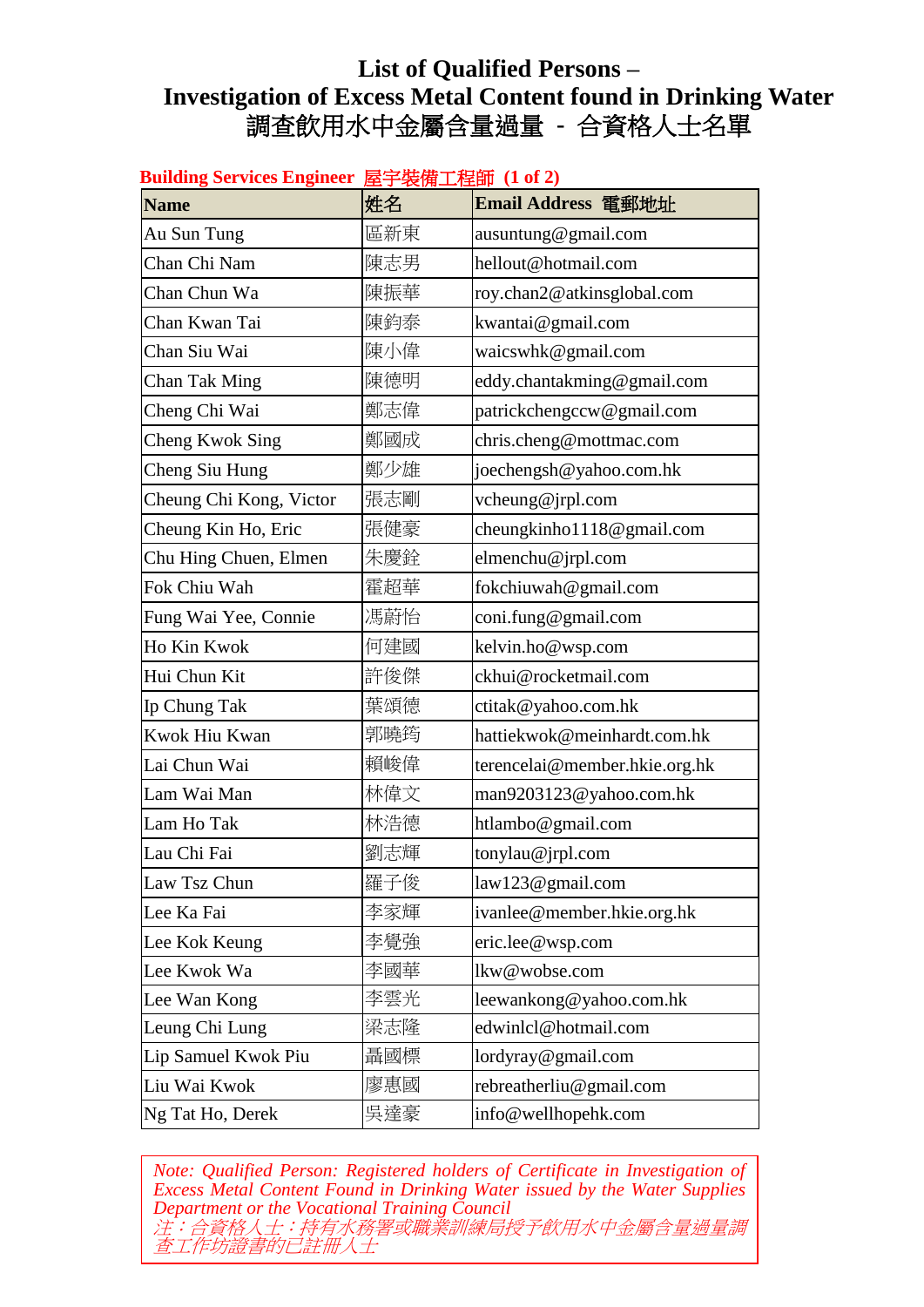# List of Qualified Persons – Investigation of Excess Metal Content found in Drinking Water
# 調查飲用水中金屬含量過量 - 合資格人士名單

**Building Services Engineer 屋宇裝備工程師 (1 of 2)**

| Name | 姓名 | Email Address 電郵地址 |
|---|---|---|
| Au Sun Tung | 區新東 | ausuntung@gmail.com |
| Chan Chi Nam | 陳志男 | hellout@hotmail.com |
| Chan Chun Wa | 陳振華 | roy.chan2@atkinsglobal.com |
| Chan Kwan Tai | 陳鈞泰 | kwantai@gmail.com |
| Chan Siu Wai | 陳小偉 | waicswhk@gmail.com |
| Chan Tak Ming | 陳德明 | eddy.chantakming@gmail.com |
| Cheng Chi Wai | 鄭志偉 | patrickchengccw@gmail.com |
| Cheng Kwok Sing | 鄭國成 | chris.cheng@mottmac.com |
| Cheng Siu Hung | 鄭少雄 | joechengsh@yahoo.com.hk |
| Cheung Chi Kong, Victor | 張志剛 | vcheung@jrpl.com |
| Cheung Kin Ho, Eric | 張健豪 | cheungkinho1118@gmail.com |
| Chu Hing Chuen, Elmen | 朱慶銓 | elmenchu@jrpl.com |
| Fok Chiu Wah | 霍超華 | fokchiuwah@gmail.com |
| Fung Wai Yee, Connie | 馮蔚怡 | coni.fung@gmail.com |
| Ho Kin Kwok | 何建國 | kelvin.ho@wsp.com |
| Hui Chun Kit | 許俊傑 | ckhui@rocketmail.com |
| Ip Chung Tak | 葉頌德 | ctitak@yahoo.com.hk |
| Kwok Hiu Kwan | 郭曉筠 | hattiekwok@meinhardt.com.hk |
| Lai Chun Wai | 賴峻偉 | terencelai@member.hkie.org.hk |
| Lam Wai Man | 林偉文 | man9203123@yahoo.com.hk |
| Lam Ho Tak | 林浩德 | htlambo@gmail.com |
| Lau Chi Fai | 劉志輝 | tonylau@jrpl.com |
| Law Tsz Chun | 羅子俊 | law123@gmail.com |
| Lee Ka Fai | 李家輝 | ivanlee@member.hkie.org.hk |
| Lee Kok Keung | 李覺強 | eric.lee@wsp.com |
| Lee Kwok Wa | 李國華 | lkw@wobse.com |
| Lee Wan Kong | 李雲光 | leewankong@yahoo.com.hk |
| Leung Chi Lung | 梁志隆 | edwinlcl@hotmail.com |
| Lip Samuel Kwok Piu | 聶國標 | lordyray@gmail.com |
| Liu Wai Kwok | 廖惠國 | rebreatherliu@gmail.com |
| Ng Tat Ho, Derek | 吳達豪 | info@wellhopehk.com |

*Note: Qualified Person: Registered holders of Certificate in Investigation of Excess Metal Content Found in Drinking Water issued by the Water Supplies Department or the Vocational Training Council*
*注：合資格人士：持有水務署或職業訓練局授予飲用水中金屬含量過量調查工作坊證書的已註冊人士*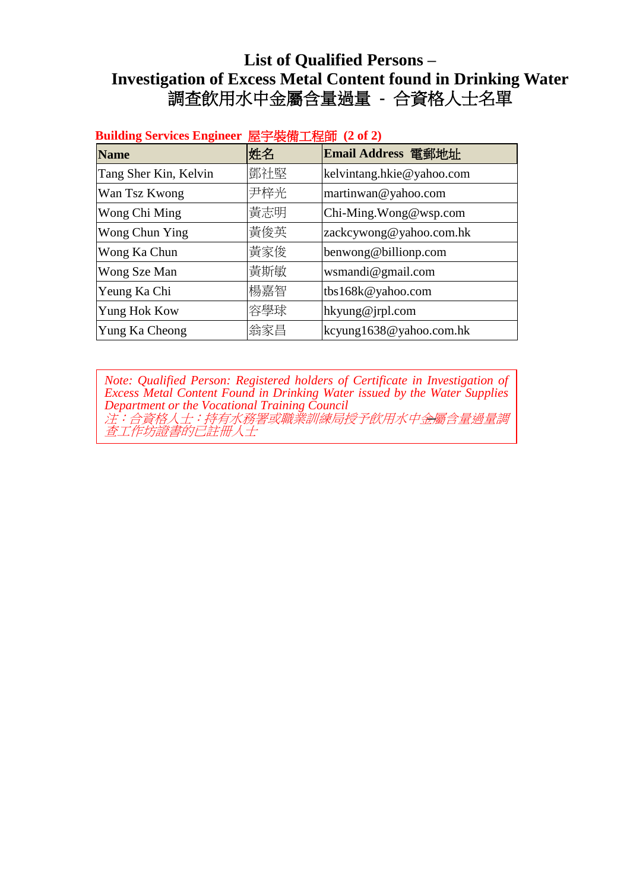# List of Qualified Persons –
# Investigation of Excess Metal Content found in Drinking Water
# 調查飲用水中金屬含量過量 - 合資格人士名單

**Building Services Engineer 屋宇裝備工程師 (2 of 2)**

| Name | 姓名 | Email Address 電郵地址 |
|---|---|---|
| Tang Sher Kin, Kelvin | 鄧社堅 | kelvintang.hkie@yahoo.com |
| Wan Tsz Kwong | 尹梓光 | martinwan@yahoo.com |
| Wong Chi Ming | 黃志明 | Chi-Ming.Wong@wsp.com |
| Wong Chun Ying | 黃俊英 | zackcywong@yahoo.com.hk |
| Wong Ka Chun | 黃家俊 | benwong@billionp.com |
| Wong Sze Man | 黃斯敏 | wsmandi@gmail.com |
| Yeung Ka Chi | 楊嘉智 | tbs168k@yahoo.com |
| Yung Hok Kow | 容學球 | hkyung@jrpl.com |
| Yung Ka Cheong | 翁家昌 | kcyung1638@yahoo.com.hk |

*Note: Qualified Person: Registered holders of Certificate in Investigation of Excess Metal Content Found in Drinking Water issued by the Water Supplies Department or the Vocational Training Council*
*注：合資格人士：持有水務署或職業訓練局授予飲用水中金屬含量過量調查工作坊證書的已註冊人士*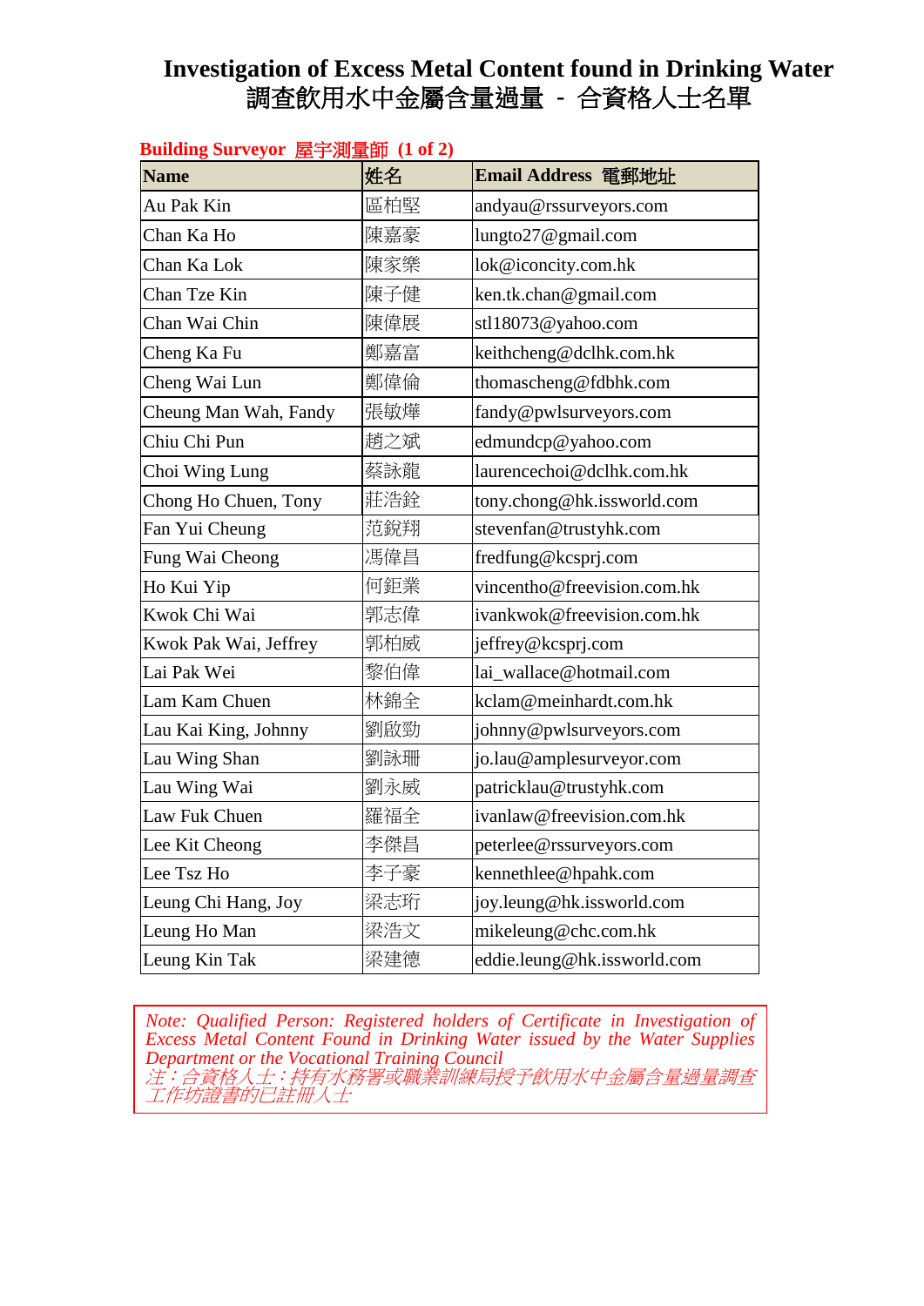# Investigation of Excess Metal Content found in Drinking Water
# 調查飲用水中金屬含量過量 - 合資格人士名單

**Building Surveyor 屋宇測量師 (1 of 2)**

| Name | 姓名 | Email Address 電郵地址 |
|---|---|---|
| Au Pak Kin | 區柏堅 | andyau@rssurveyors.com |
| Chan Ka Ho | 陳嘉豪 | lungto27@gmail.com |
| Chan Ka Lok | 陳家樂 | lok@iconcity.com.hk |
| Chan Tze Kin | 陳子健 | ken.tk.chan@gmail.com |
| Chan Wai Chin | 陳偉展 | stl18073@yahoo.com |
| Cheng Ka Fu | 鄭嘉富 | keithcheng@dclhk.com.hk |
| Cheng Wai Lun | 鄭偉倫 | thomascheng@fdbhk.com |
| Cheung Man Wah, Fandy | 張敏燁 | fandy@pwlsurveyors.com |
| Chiu Chi Pun | 趙之斌 | edmundcp@yahoo.com |
| Choi Wing Lung | 蔡詠龍 | laurencechoi@dclhk.com.hk |
| Chong Ho Chuen, Tony | 莊浩銓 | tony.chong@hk.issworld.com |
| Fan Yui Cheung | 范銳翔 | stevenfan@trustyhk.com |
| Fung Wai Cheong | 馮偉昌 | fredfung@kcsprj.com |
| Ho Kui Yip | 何鉅業 | vincentho@freevision.com.hk |
| Kwok Chi Wai | 郭志偉 | ivankwok@freevision.com.hk |
| Kwok Pak Wai, Jeffrey | 郭柏威 | jeffrey@kcsprj.com |
| Lai Pak Wei | 黎伯偉 | lai_wallace@hotmail.com |
| Lam Kam Chuen | 林錦全 | kclam@meinhardt.com.hk |
| Lau Kai King, Johnny | 劉啟勁 | johnny@pwlsurveyors.com |
| Lau Wing Shan | 劉詠珊 | jo.lau@amplesurveyor.com |
| Lau Wing Wai | 劉永威 | patricklau@trustyhk.com |
| Law Fuk Chuen | 羅福全 | ivanlaw@freevision.com.hk |
| Lee Kit Cheong | 李傑昌 | peterlee@rssurveyors.com |
| Lee Tsz Ho | 李子豪 | kennethlee@hpahk.com |
| Leung Chi Hang, Joy | 梁志珩 | joy.leung@hk.issworld.com |
| Leung Ho Man | 梁浩文 | mikeleung@chc.com.hk |
| Leung Kin Tak | 梁建德 | eddie.leung@hk.issworld.com |

*Note: Qualified Person: Registered holders of Certificate in Investigation of Excess Metal Content Found in Drinking Water issued by the Water Supplies Department or the Vocational Training Council*
*注：合資格人士：持有水務署或職業訓練局授予飲用水中金屬含量過量調查工作坊證書的已註冊人士*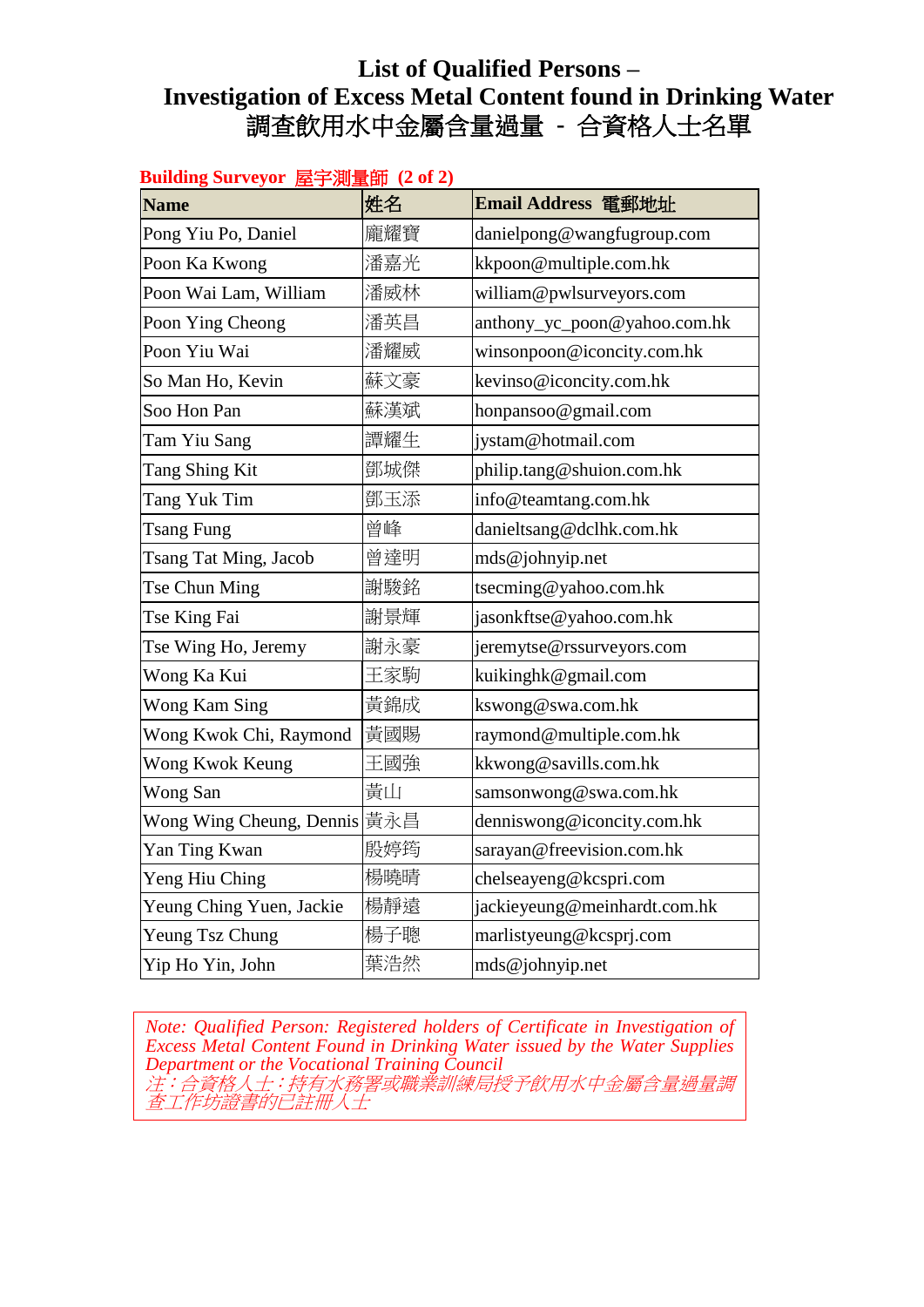# List of Qualified Persons –
# Investigation of Excess Metal Content found in Drinking Water
# 調查飲用水中金屬含量過量 - 合資格人士名單

**Building Surveyor 屋宇測量師 (2 of 2)**

| Name | 姓名 | Email Address 電郵地址 |
|---|---|---|
| Pong Yiu Po, Daniel | 龐耀寶 | danielpong@wangfugroup.com |
| Poon Ka Kwong | 潘嘉光 | kkpoon@multiple.com.hk |
| Poon Wai Lam, William | 潘威林 | william@pwlsurveyors.com |
| Poon Ying Cheong | 潘英昌 | anthony_yc_poon@yahoo.com.hk |
| Poon Yiu Wai | 潘耀威 | winsonpoon@iconcity.com.hk |
| So Man Ho, Kevin | 蘇文豪 | kevinso@iconcity.com.hk |
| Soo Hon Pan | 蘇漢斌 | honpansoo@gmail.com |
| Tam Yiu Sang | 譚耀生 | jystam@hotmail.com |
| Tang Shing Kit | 鄧城傑 | philip.tang@shuion.com.hk |
| Tang Yuk Tim | 鄧玉添 | info@teamtang.com.hk |
| Tsang Fung | 曾峰 | danieltsang@dclhk.com.hk |
| Tsang Tat Ming, Jacob | 曾達明 | mds@johnyip.net |
| Tse Chun Ming | 謝駿銘 | tsecming@yahoo.com.hk |
| Tse King Fai | 謝景輝 | jasonkftse@yahoo.com.hk |
| Tse Wing Ho, Jeremy | 謝永豪 | jeremytse@rssurveyors.com |
| Wong Ka Kui | 王家駒 | kuikinghk@gmail.com |
| Wong Kam Sing | 黃錦成 | kswong@swa.com.hk |
| Wong Kwok Chi, Raymond | 黃國賜 | raymond@multiple.com.hk |
| Wong Kwok Keung | 王國強 | kkwong@savills.com.hk |
| Wong San | 黃山 | samsonwong@swa.com.hk |
| Wong Wing Cheung, Dennis | 黃永昌 | denniswong@iconcity.com.hk |
| Yan Ting Kwan | 殷婷筠 | sarayan@freevision.com.hk |
| Yeng Hiu Ching | 楊曉晴 | chelseayeng@kcspri.com |
| Yeung Ching Yuen, Jackie | 楊靜遠 | jackieyeung@meinhardt.com.hk |
| Yeung Tsz Chung | 楊子聰 | marlistyeung@kcsprj.com |
| Yip Ho Yin, John | 葉浩然 | mds@johnyip.net |

*Note: Qualified Person: Registered holders of Certificate in Investigation of Excess Metal Content Found in Drinking Water issued by the Water Supplies Department or the Vocational Training Council*

*注：合資格人士：持有水務署或職業訓練局授予飲用水中金屬含量過量調查工作坊證書的已註冊人士*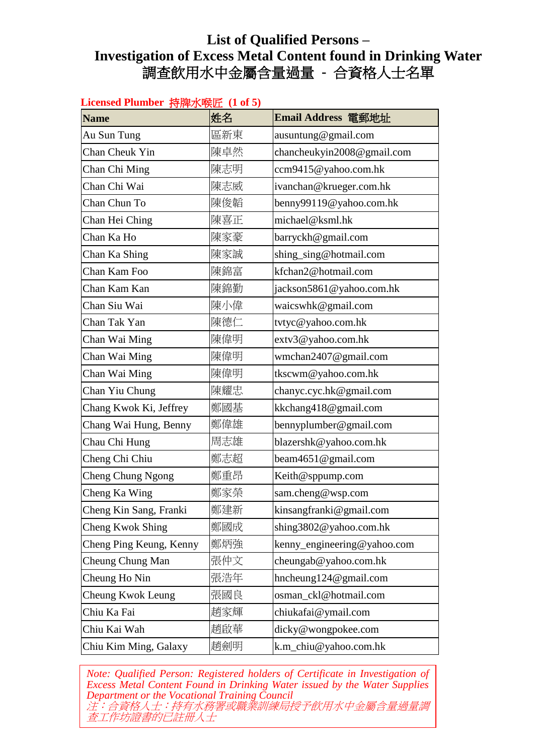# List of Qualified Persons –
# Investigation of Excess Metal Content found in Drinking Water
# 調查飲用水中金屬含量過量 - 合資格人士名單

**Licensed Plumber 持牌水喉匠 (1 of 5)**

| Name | 姓名 | Email Address 電郵地址 |
|---|---|---|
| Au Sun Tung | 區新東 | ausuntung@gmail.com |
| Chan Cheuk Yin | 陳卓然 | chancheukyin2008@gmail.com |
| Chan Chi Ming | 陳志明 | ccm9415@yahoo.com.hk |
| Chan Chi Wai | 陳志威 | ivanchan@krueger.com.hk |
| Chan Chun To | 陳俊韜 | benny99119@yahoo.com.hk |
| Chan Hei Ching | 陳喜正 | michael@ksml.hk |
| Chan Ka Ho | 陳家豪 | barryckh@gmail.com |
| Chan Ka Shing | 陳家誠 | shing_sing@hotmail.com |
| Chan Kam Foo | 陳錦富 | kfchan2@hotmail.com |
| Chan Kam Kan | 陳錦勤 | jackson5861@yahoo.com.hk |
| Chan Siu Wai | 陳小偉 | waicswhk@gmail.com |
| Chan Tak Yan | 陳德仁 | tvtyc@yahoo.com.hk |
| Chan Wai Ming | 陳偉明 | extv3@yahoo.com.hk |
| Chan Wai Ming | 陳偉明 | wmchan2407@gmail.com |
| Chan Wai Ming | 陳偉明 | tkscwm@yahoo.com.hk |
| Chan Yiu Chung | 陳耀忠 | chanyc.cyc.hk@gmail.com |
| Chang Kwok Ki, Jeffrey | 鄭國基 | kkchang418@gmail.com |
| Chang Wai Hung, Benny | 鄭偉雄 | bennyplumber@gmail.com |
| Chau Chi Hung | 周志雄 | blazershk@yahoo.com.hk |
| Cheng Chi Chiu | 鄭志超 | beam4651@gmail.com |
| Cheng Chung Ngong | 鄭重昂 | Keith@sppump.com |
| Cheng Ka Wing | 鄭家榮 | sam.cheng@wsp.com |
| Cheng Kin Sang, Franki | 鄭建新 | kinsangfranki@gmail.com |
| Cheng Kwok Shing | 鄭國成 | shing3802@yahoo.com.hk |
| Cheng Ping Keung, Kenny | 鄭炳強 | kenny_engineering@yahoo.com |
| Cheung Chung Man | 張仲文 | cheungab@yahoo.com.hk |
| Cheung Ho Nin | 張浩年 | hncheung124@gmail.com |
| Cheung Kwok Leung | 張國良 | osman_ckl@hotmail.com |
| Chiu Ka Fai | 趙家輝 | chiukafai@ymail.com |
| Chiu Kai Wah | 趙啟華 | dicky@wongpokee.com |
| Chiu Kim Ming, Galaxy | 趙劍明 | k.m_chiu@yahoo.com.hk |

*Note: Qualified Person: Registered holders of Certificate in Investigation of Excess Metal Content Found in Drinking Water issued by the Water Supplies Department or the Vocational Training Council*
*注：合資格人士：持有水務署或職業訓練局授予飲用水中金屬含量過量調查工作坊證書的已註冊人士*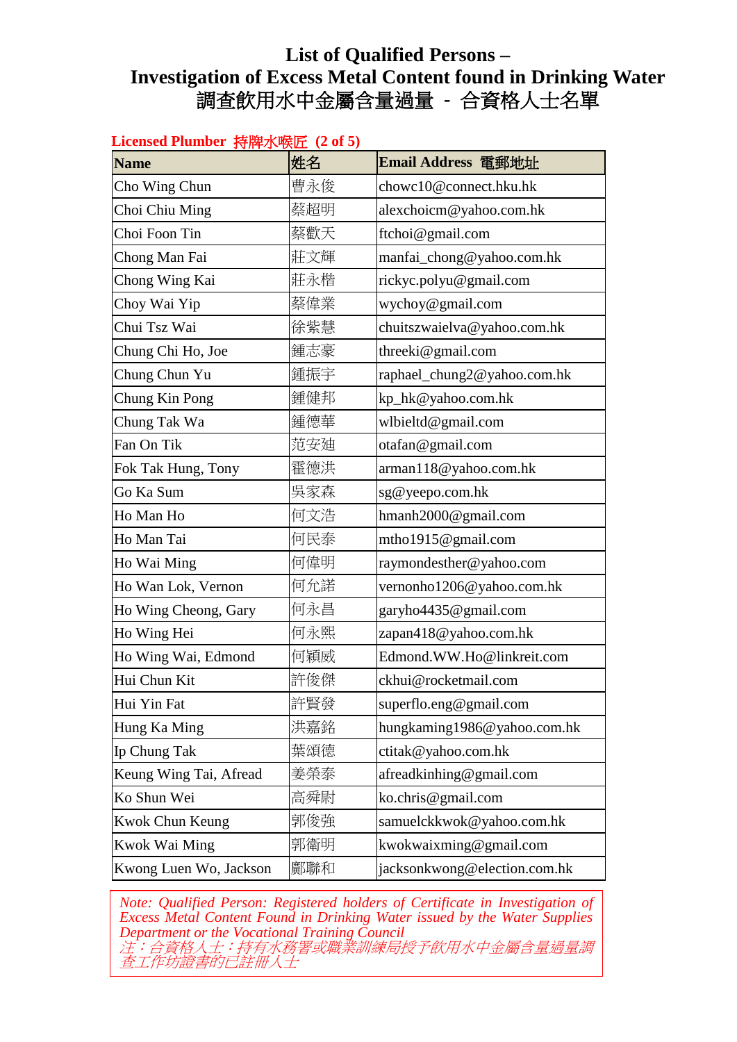# List of Qualified Persons –
# Investigation of Excess Metal Content found in Drinking Water
# 調查飲用水中金屬含量過量 - 合資格人士名單

**Licensed Plumber 持牌水喉匠 (2 of 5)**

| Name | 姓名 | Email Address 電郵地址 |
|---|---|---|
| Cho Wing Chun | 曹永俊 | chowc10@connect.hku.hk |
| Choi Chiu Ming | 蔡超明 | alexchoicm@yahoo.com.hk |
| Choi Foon Tin | 蔡歡天 | ftchoi@gmail.com |
| Chong Man Fai | 莊文輝 | manfai_chong@yahoo.com.hk |
| Chong Wing Kai | 莊永楷 | rickyc.polyu@gmail.com |
| Choy Wai Yip | 蔡偉業 | wychoy@gmail.com |
| Chui Tsz Wai | 徐紫慧 | chuitszwaielva@yahoo.com.hk |
| Chung Chi Ho, Joe | 鍾志豪 | threeki@gmail.com |
| Chung Chun Yu | 鍾振宇 | raphael_chung2@yahoo.com.hk |
| Chung Kin Pong | 鍾健邦 | kp_hk@yahoo.com.hk |
| Chung Tak Wa | 鍾德華 | wlbieltd@gmail.com |
| Fan On Tik | 范安廸 | otafan@gmail.com |
| Fok Tak Hung, Tony | 霍德洪 | arman118@yahoo.com.hk |
| Go Ka Sum | 吳家森 | sg@yeepo.com.hk |
| Ho Man Ho | 何文浩 | hmanh2000@gmail.com |
| Ho Man Tai | 何民泰 | mtho1915@gmail.com |
| Ho Wai Ming | 何偉明 | raymondesther@yahoo.com |
| Ho Wan Lok, Vernon | 何允諾 | vernonho1206@yahoo.com.hk |
| Ho Wing Cheong, Gary | 何永昌 | garyho4435@gmail.com |
| Ho Wing Hei | 何永熙 | zapan418@yahoo.com.hk |
| Ho Wing Wai, Edmond | 何穎威 | Edmond.WW.Ho@linkreit.com |
| Hui Chun Kit | 許俊傑 | ckhui@rocketmail.com |
| Hui Yin Fat | 許賢發 | superflo.eng@gmail.com |
| Hung Ka Ming | 洪嘉銘 | hungkaming1986@yahoo.com.hk |
| Ip Chung Tak | 葉頌德 | ctitak@yahoo.com.hk |
| Keung Wing Tai, Afread | 姜榮泰 | afreadkinhing@gmail.com |
| Ko Shun Wei | 高舜尉 | ko.chris@gmail.com |
| Kwok Chun Keung | 郭俊強 | samuelckkwok@yahoo.com.hk |
| Kwok Wai Ming | 郭衛明 | kwokwaixming@gmail.com |
| Kwong Luen Wo, Jackson | 鄺聯和 | jacksonkwong@election.com.hk |

*Note: Qualified Person: Registered holders of Certificate in Investigation of Excess Metal Content Found in Drinking Water issued by the Water Supplies Department or the Vocational Training Council*
*注：合資格人士：持有水務署或職業訓練局授予飲用水中金屬含量過量調查工作坊證書的已註冊人士*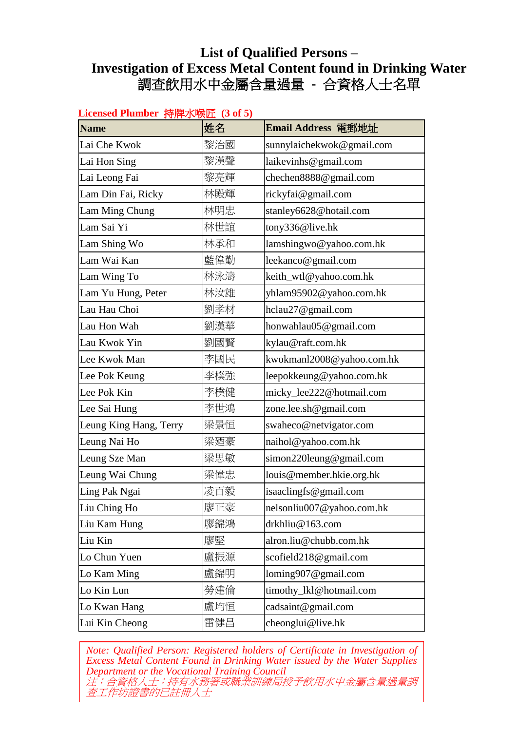# List of Qualified Persons –
# Investigation of Excess Metal Content found in Drinking Water
# 調查飲用水中金屬含量過量 - 合資格人士名單

**Licensed Plumber 持牌水喉匠 (3 of 5)**

| Name | 姓名 | Email Address 電郵地址 |
|---|---|---|
| Lai Che Kwok | 黎治國 | sunnylaichekwok@gmail.com |
| Lai Hon Sing | 黎漢聲 | laikevinhs@gmail.com |
| Lai Leong Fai | 黎亮輝 | chechen8888@gmail.com |
| Lam Din Fai, Ricky | 林殿輝 | rickyfai@gmail.com |
| Lam Ming Chung | 林明忠 | stanley6628@hotail.com |
| Lam Sai Yi | 林世誼 | tony336@live.hk |
| Lam Shing Wo | 林承和 | lamshingwo@yahoo.com.hk |
| Lam Wai Kan | 藍偉勤 | leekanco@gmail.com |
| Lam Wing To | 林泳濤 | keith_wtl@yahoo.com.hk |
| Lam Yu Hung, Peter | 林汝雄 | yhlam95902@yahoo.com.hk |
| Lau Hau Choi | 劉孝材 | hclau27@gmail.com |
| Lau Hon Wah | 劉漢華 | honwahlau05@gmail.com |
| Lau Kwok Yin | 劉國賢 | kylau@raft.com.hk |
| Lee Kwok Man | 李國民 | kwokmanl2008@yahoo.com.hk |
| Lee Pok Keung | 李樸強 | leepokkeung@yahoo.com.hk |
| Lee Pok Kin | 李樸健 | micky_lee222@hotmail.com |
| Lee Sai Hung | 李世鴻 | zone.lee.sh@gmail.com |
| Leung King Hang, Terry | 梁景恒 | swaheco@netvigator.com |
| Leung Nai Ho | 梁迺豪 | naihol@yahoo.com.hk |
| Leung Sze Man | 梁思敏 | simon220leung@gmail.com |
| Leung Wai Chung | 梁偉忠 | louis@member.hkie.org.hk |
| Ling Pak Ngai | 凌百毅 | isaaclingfs@gmail.com |
| Liu Ching Ho | 廖正豪 | nelsonliu007@yahoo.com.hk |
| Liu Kam Hung | 廖錦鴻 | drkhliu@163.com |
| Liu Kin | 廖堅 | alron.liu@chubb.com.hk |
| Lo Chun Yuen | 盧振源 | scofield218@gmail.com |
| Lo Kam Ming | 盧錦明 | loming907@gmail.com |
| Lo Kin Lun | 勞建倫 | timothy_lkl@hotmail.com |
| Lo Kwan Hang | 盧均恒 | cadsaint@gmail.com |
| Lui Kin Cheong | 雷健昌 | cheonglui@live.hk |

*Note: Qualified Person: Registered holders of Certificate in Investigation of Excess Metal Content Found in Drinking Water issued by the Water Supplies Department or the Vocational Training Council*
*注：合資格人士：持有水務署或職業訓練局授予飲用水中金屬含量過量調查工作坊證書的已註冊人士*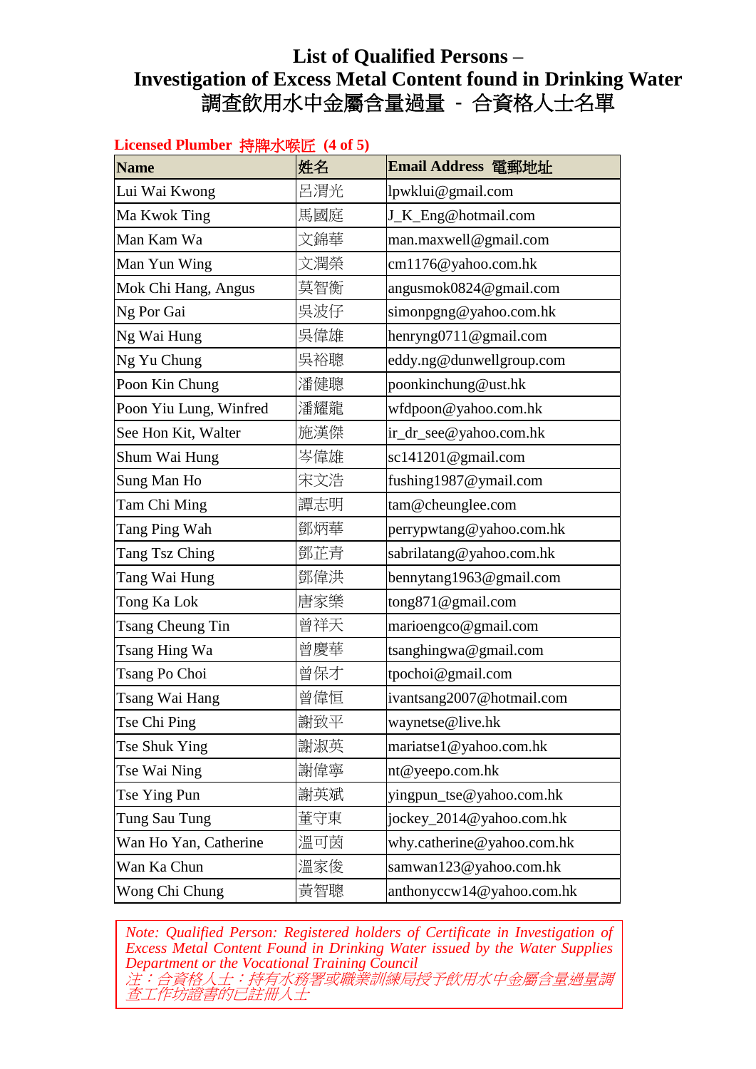# List of Qualified Persons – Investigation of Excess Metal Content found in Drinking Water
# 調查飲用水中金屬含量過量 - 合資格人士名單

**Licensed Plumber 持牌水喉匠 (4 of 5)**

| Name | 姓名 | Email Address 電郵地址 |
|---|---|---|
| Lui Wai Kwong | 呂渭光 | lpwklui@gmail.com |
| Ma Kwok Ting | 馬國庭 | J_K_Eng@hotmail.com |
| Man Kam Wa | 文錦華 | man.maxwell@gmail.com |
| Man Yun Wing | 文潤榮 | cm1176@yahoo.com.hk |
| Mok Chi Hang, Angus | 莫智衡 | angusmok0824@gmail.com |
| Ng Por Gai | 吳波仔 | simonpgng@yahoo.com.hk |
| Ng Wai Hung | 吳偉雄 | henryng0711@gmail.com |
| Ng Yu Chung | 吳裕聰 | eddy.ng@dunwellgroup.com |
| Poon Kin Chung | 潘健聰 | poonkinchung@ust.hk |
| Poon Yiu Lung, Winfred | 潘耀龍 | wfdpoon@yahoo.com.hk |
| See Hon Kit, Walter | 施漢傑 | ir_dr_see@yahoo.com.hk |
| Shum Wai Hung | 岑偉雄 | sc141201@gmail.com |
| Sung Man Ho | 宋文浩 | fushing1987@ymail.com |
| Tam Chi Ming | 譚志明 | tam@cheunglee.com |
| Tang Ping Wah | 鄧炳華 | perrypwtang@yahoo.com.hk |
| Tang Tsz Ching | 鄧芷青 | sabrilatang@yahoo.com.hk |
| Tang Wai Hung | 鄧偉洪 | bennytang1963@gmail.com |
| Tong Ka Lok | 唐家樂 | tong871@gmail.com |
| Tsang Cheung Tin | 曾祥天 | marioengco@gmail.com |
| Tsang Hing Wa | 曾慶華 | tsanghingwa@gmail.com |
| Tsang Po Choi | 曾保才 | tpochoi@gmail.com |
| Tsang Wai Hang | 曾偉恒 | ivantsang2007@hotmail.com |
| Tse Chi Ping | 謝致平 | waynetse@live.hk |
| Tse Shuk Ying | 謝淑英 | mariatse1@yahoo.com.hk |
| Tse Wai Ning | 謝偉寧 | nt@yeepo.com.hk |
| Tse Ying Pun | 謝英斌 | yingpun_tse@yahoo.com.hk |
| Tung Sau Tung | 董守東 | jockey_2014@yahoo.com.hk |
| Wan Ho Yan, Catherine | 溫可茵 | why.catherine@yahoo.com.hk |
| Wan Ka Chun | 溫家俊 | samwan123@yahoo.com.hk |
| Wong Chi Chung | 黃智聰 | anthonyccw14@yahoo.com.hk |

*Note: Qualified Person: Registered holders of Certificate in Investigation of Excess Metal Content Found in Drinking Water issued by the Water Supplies Department or the Vocational Training Council*
*注：合資格人士：持有水務署或職業訓練局授予飲用水中金屬含量過量調查工作坊證書的已註冊人士*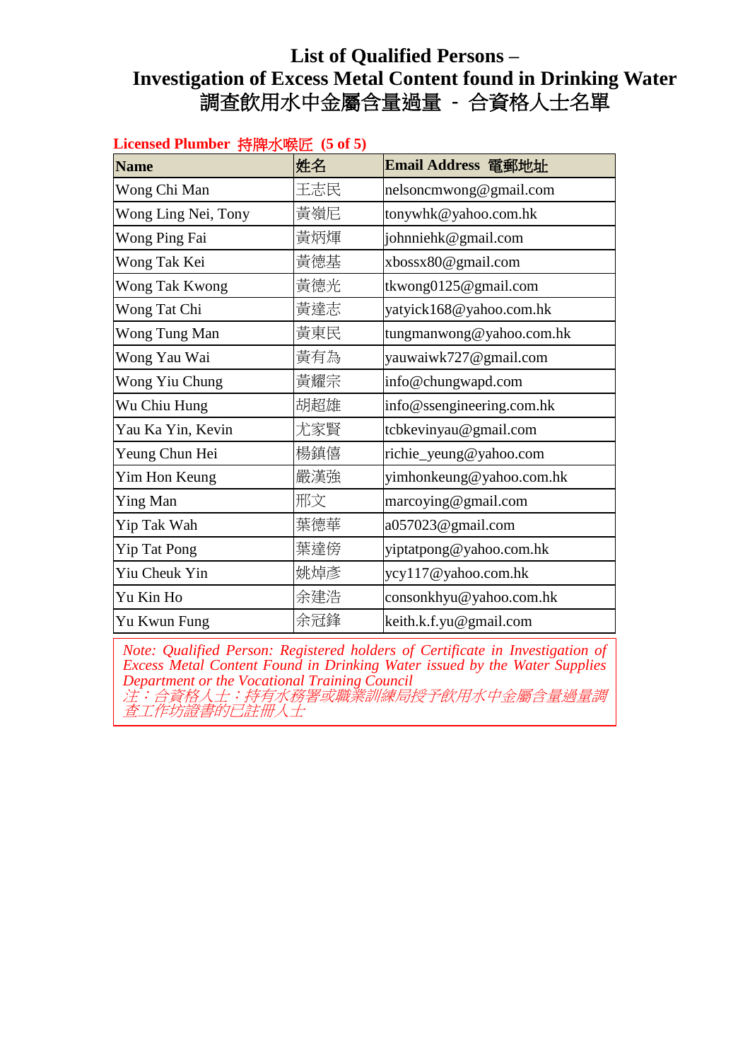# List of Qualified Persons – Investigation of Excess Metal Content found in Drinking Water
# 調查飲用水中金屬含量過量 - 合資格人士名單

**Licensed Plumber 持牌水喉匠 (5 of 5)**

| Name | 姓名 | Email Address 電郵地址 |
|---|---|---|
| Wong Chi Man | 王志民 | nelsoncmwong@gmail.com |
| Wong Ling Nei, Tony | 黃嶺尼 | tonywhk@yahoo.com.hk |
| Wong Ping Fai | 黃炳煇 | johnniehk@gmail.com |
| Wong Tak Kei | 黃德基 | xbossx80@gmail.com |
| Wong Tak Kwong | 黃德光 | tkwong0125@gmail.com |
| Wong Tat Chi | 黃達志 | yatyick168@yahoo.com.hk |
| Wong Tung Man | 黃東民 | tungmanwong@yahoo.com.hk |
| Wong Yau Wai | 黃有為 | yauwaiwk727@gmail.com |
| Wong Yiu Chung | 黃耀宗 | info@chungwapd.com |
| Wu Chiu Hung | 胡超雄 | info@ssengineering.com.hk |
| Yau Ka Yin, Kevin | 尤家賢 | tcbkevinyau@gmail.com |
| Yeung Chun Hei | 楊鎮僖 | richie_yeung@yahoo.com |
| Yim Hon Keung | 嚴漢強 | yimhonkeung@yahoo.com.hk |
| Ying Man | 邢文 | marcoying@gmail.com |
| Yip Tak Wah | 葉德華 | a057023@gmail.com |
| Yip Tat Pong | 葉達傍 | yiptatpong@yahoo.com.hk |
| Yiu Cheuk Yin | 姚焯彥 | ycy117@yahoo.com.hk |
| Yu Kin Ho | 余建浩 | consonkhyu@yahoo.com.hk |
| Yu Kwun Fung | 余冠鋒 | keith.k.f.yu@gmail.com |

*Note: Qualified Person: Registered holders of Certificate in Investigation of Excess Metal Content Found in Drinking Water issued by the Water Supplies Department or the Vocational Training Council*
*注：合資格人士：持有水務署或職業訓練局授予飲用水中金屬含量過量調查工作坊證書的已註冊人士*